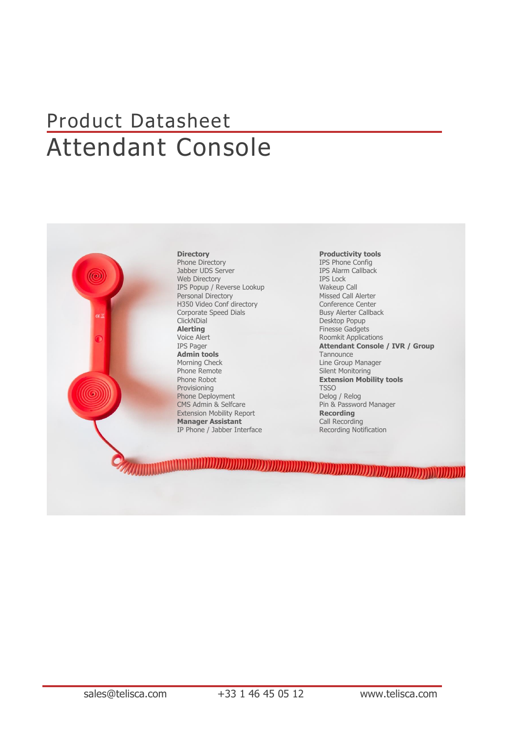# Product Datasheet

# Attendant Console

**Directory**
Phone Directory
Jabber UDS Server
Web Directory
IPS Popup / Reverse Lookup
Personal Directory
H350 Video Conf directory
Corporate Speed Dials
ClickNDial

**Alerting**
Voice Alert
IPS Pager

**Admin tools**
Morning Check
Phone Remote
Phone Robot
Provisioning
Phone Deployment
CMS Admin & Selfcare
Extension Mobility Report

**Manager Assistant**
IP Phone / Jabber Interface

**Productivity tools**
IPS Phone Config
IPS Alarm Callback
IPS Lock
Wakeup Call
Missed Call Alerter
Conference Center
Busy Alerter Callback
Desktop Popup
Finesse Gadgets
Roomkit Applications

**Attendant Console / IVR / Group**
Tannounce
Line Group Manager
Silent Monitoring

**Extension Mobility tools**
TSSO
Delog / Relog
Pin & Password Manager

**Recording**
Call Recording
Recording Notification

sales@telisca.com +33 1 46 45 05 12 www.telisca.com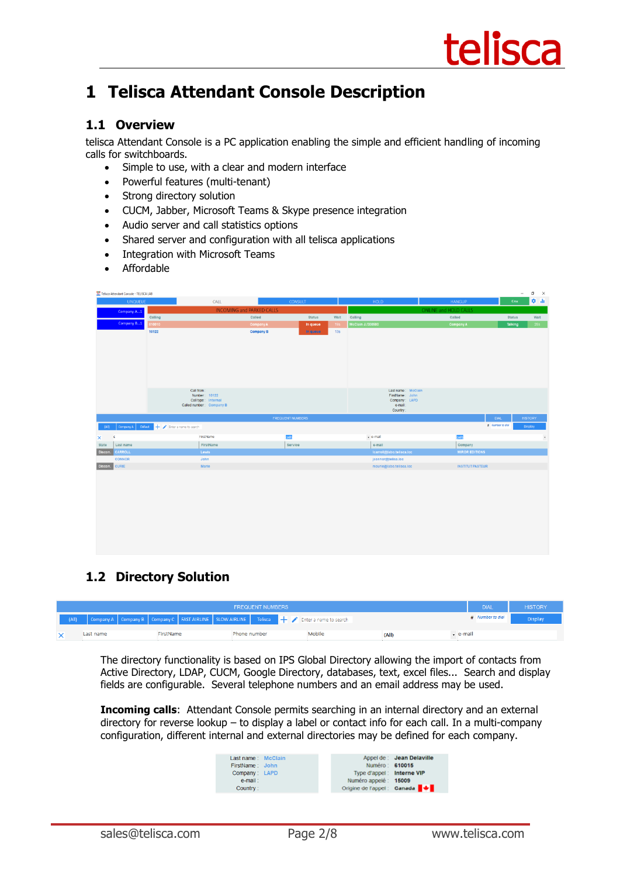# 1 Telisca Attendant Console Description

## 1.1 Overview

telisca Attendant Console is a PC application enabling the simple and efficient handling of incoming calls for switchboards.

- Simple to use, with a clear and modern interface
- Powerful features (multi-tenant)
- Strong directory solution
- CUCM, Jabber, Microsoft Teams & Skype presence integration
- Audio server and call statistics options
- Shared server and configuration with all telisca applications
- Integration with Microsoft Teams
- Affordable

## 1.2 Directory Solution

The directory functionality is based on IPS Global Directory allowing the import of contacts from Active Directory, LDAP, CUCM, Google Directory, databases, text, excel files... Search and display fields are configurable. Several telephone numbers and an email address may be used.

**Incoming calls**: Attendant Console permits searching in an internal directory and an external directory for reverse lookup – to display a label or contact info for each call. In a multi-company configuration, different internal and external directories may be defined for each company.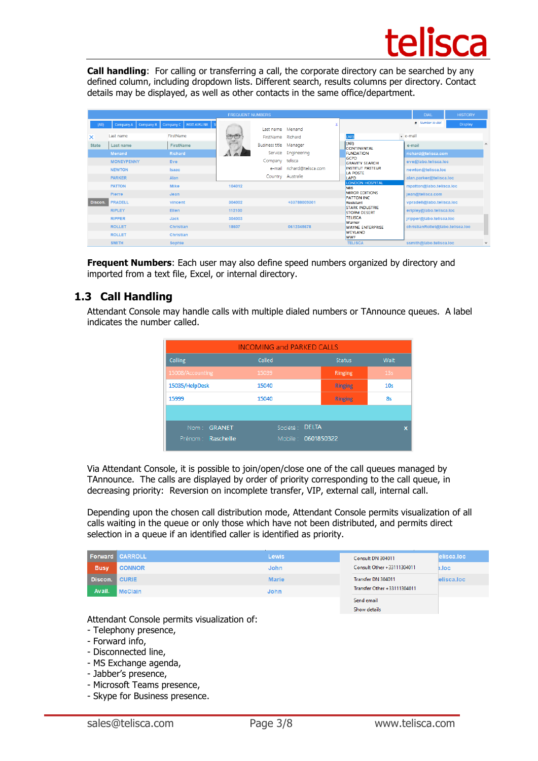**Call handling**: For calling or transferring a call, the corporate directory can be searched by any defined column, including dropdown lists. Different search, results columns per directory. Contact details may be displayed, as well as other contacts in the same office/department.

**Frequent Numbers**: Each user may also define speed numbers organized by directory and imported from a text file, Excel, or internal directory.

## 1.3 Call Handling

Attendant Console may handle calls with multiple dialed numbers or TAnnounce queues. A label indicates the number called.

Via Attendant Console, it is possible to join/open/close one of the call queues managed by TAnnounce. The calls are displayed by order of priority corresponding to the call queue, in decreasing priority: Reversion on incomplete transfer, VIP, external call, internal call.

Depending upon the chosen call distribution mode, Attendant Console permits visualization of all calls waiting in the queue or only those which have not been distributed, and permits direct selection in a queue if an identified caller is identified as priority.

Attendant Console permits visualization of:

- Telephony presence,
- Forward info,
- Disconnected line,
- MS Exchange agenda,
- Jabber's presence,
- Microsoft Teams presence,
- Skype for Business presence.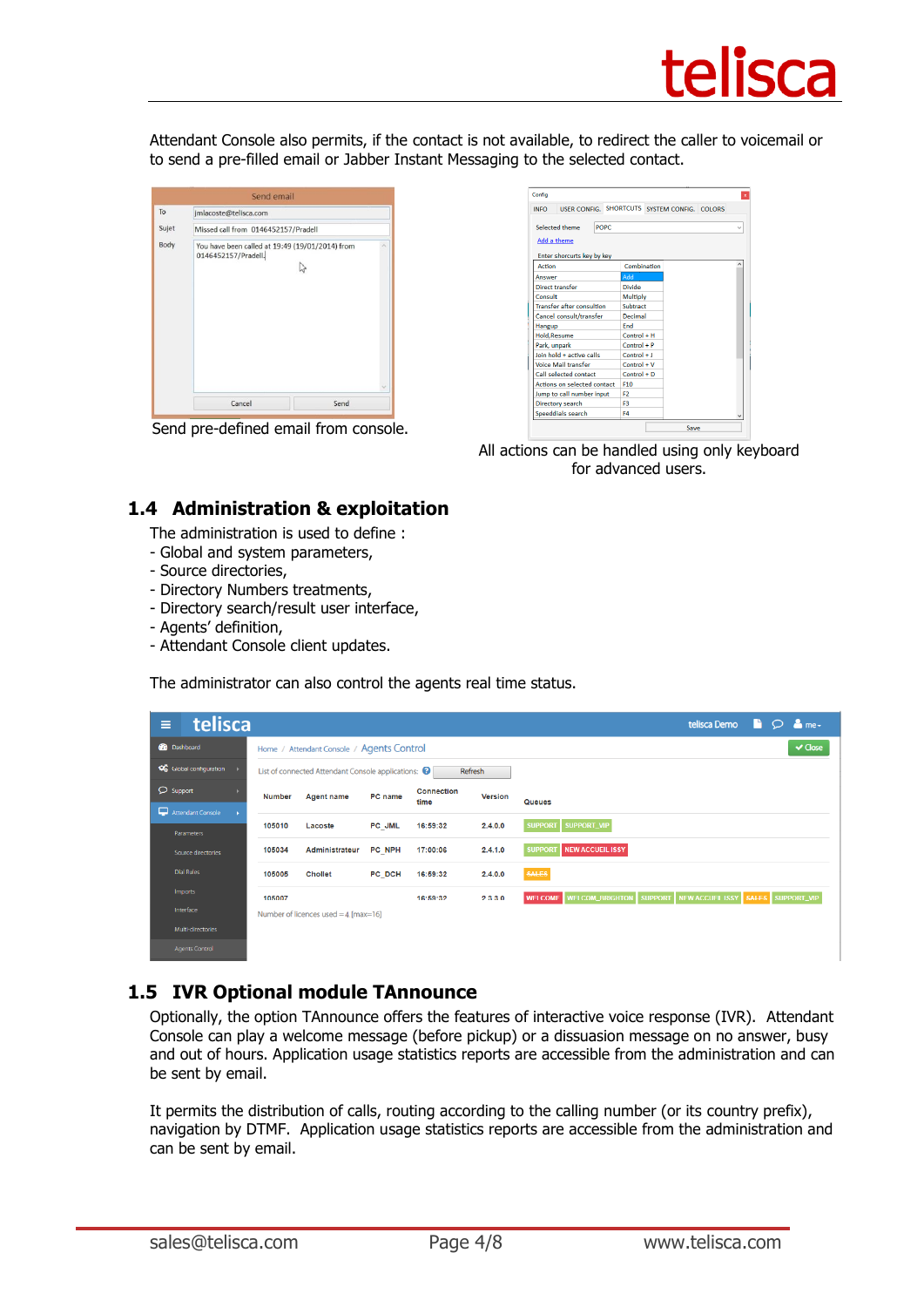Attendant Console also permits, if the contact is not available, to redirect the caller to voicemail or to send a pre-filled email or Jabber Instant Messaging to the selected contact.

Send pre-defined email from console.

All actions can be handled using only keyboard for advanced users.

## 1.4 Administration & exploitation

The administration is used to define :
- Global and system parameters,
- Source directories,
- Directory Numbers treatments,
- Directory search/result user interface,
- Agents' definition,
- Attendant Console client updates.

The administrator can also control the agents real time status.

## 1.5 IVR Optional module TAnnounce

Optionally, the option TAnnounce offers the features of interactive voice response (IVR). Attendant Console can play a welcome message (before pickup) or a dissuasion message on no answer, busy and out of hours. Application usage statistics reports are accessible from the administration and can be sent by email.

It permits the distribution of calls, routing according to the calling number (or its country prefix), navigation by DTMF. Application usage statistics reports are accessible from the administration and can be sent by email.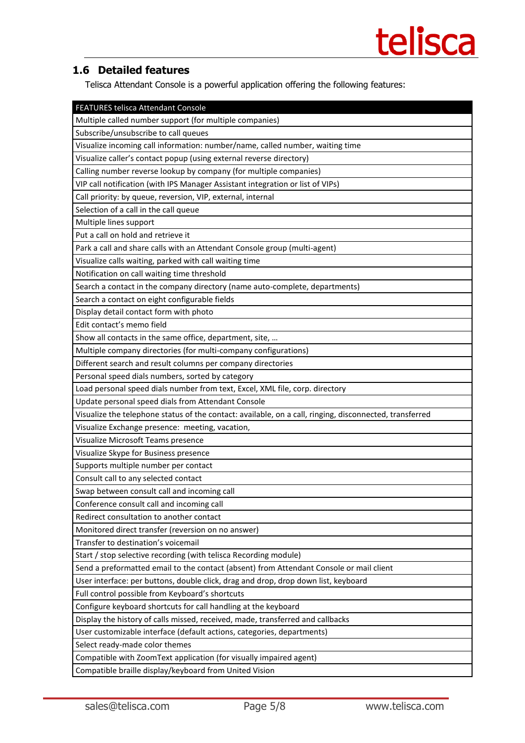## 1.6 Detailed features

Telisca Attendant Console is a powerful application offering the following features:

| FEATURES telisca Attendant Console |
|---|
| Multiple called number support (for multiple companies) |
| Subscribe/unsubscribe to call queues |
| Visualize incoming call information: number/name, called number, waiting time |
| Visualize caller's contact popup (using external reverse directory) |
| Calling number reverse lookup by company (for multiple companies) |
| VIP call notification (with IPS Manager Assistant integration or list of VIPs) |
| Call priority: by queue, reversion, VIP, external, internal |
| Selection of a call in the call queue |
| Multiple lines support |
| Put a call on hold and retrieve it |
| Park a call and share calls with an Attendant Console group (multi-agent) |
| Visualize calls waiting, parked with call waiting time |
| Notification on call waiting time threshold |
| Search a contact in the company directory (name auto-complete, departments) |
| Search a contact on eight configurable fields |
| Display detail contact form with photo |
| Edit contact's memo field |
| Show all contacts in the same office, department, site, … |
| Multiple company directories (for multi-company configurations) |
| Different search and result columns per company directories |
| Personal speed dials numbers, sorted by category |
| Load personal speed dials number from text, Excel, XML file, corp. directory |
| Update personal speed dials from Attendant Console |
| Visualize the telephone status of the contact: available, on a call, ringing, disconnected, transferred |
| Visualize Exchange presence: meeting, vacation, |
| Visualize Microsoft Teams presence |
| Visualize Skype for Business presence |
| Supports multiple number per contact |
| Consult call to any selected contact |
| Swap between consult call and incoming call |
| Conference consult call and incoming call |
| Redirect consultation to another contact |
| Monitored direct transfer (reversion on no answer) |
| Transfer to destination's voicemail |
| Start / stop selective recording (with telisca Recording module) |
| Send a preformatted email to the contact (absent) from Attendant Console or mail client |
| User interface: per buttons, double click, drag and drop, drop down list, keyboard |
| Full control possible from Keyboard's shortcuts |
| Configure keyboard shortcuts for call handling at the keyboard |
| Display the history of calls missed, received, made, transferred and callbacks |
| User customizable interface (default actions, categories, departments) |
| Select ready-made color themes |
| Compatible with ZoomText application (for visually impaired agent) |
| Compatible braille display/keyboard from United Vision |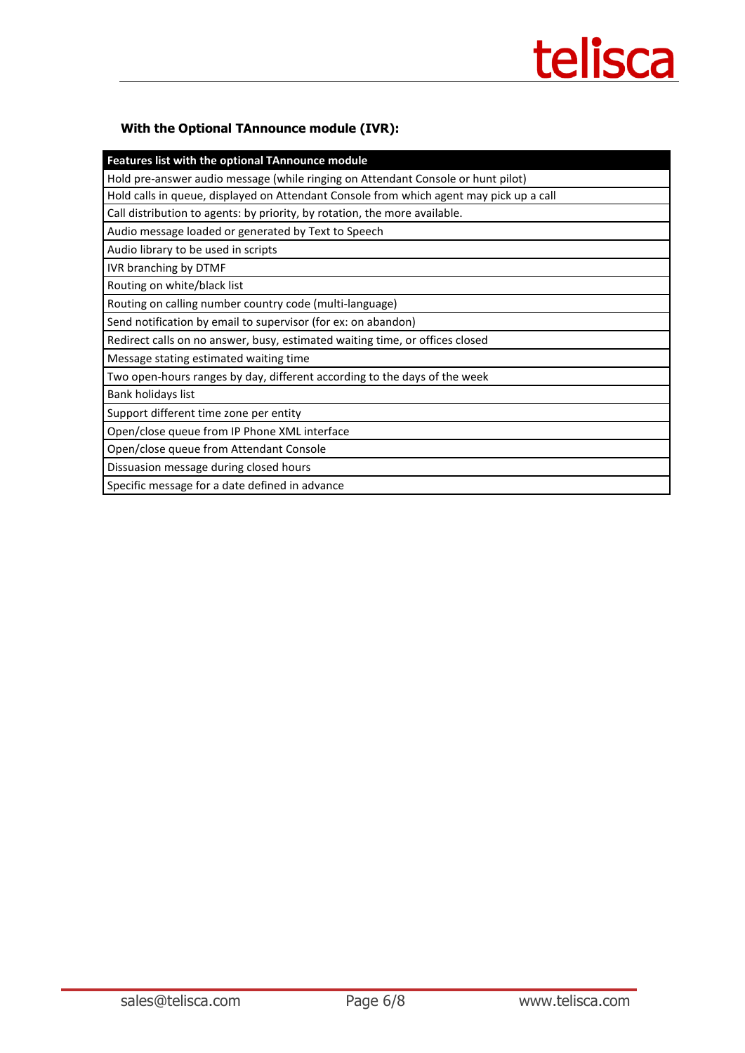### With the Optional TAnnounce module (IVR):

| Features list with the optional TAnnounce module |
|---|
| Hold pre-answer audio message (while ringing on Attendant Console or hunt pilot) |
| Hold calls in queue, displayed on Attendant Console from which agent may pick up a call |
| Call distribution to agents: by priority, by rotation, the more available. |
| Audio message loaded or generated by Text to Speech |
| Audio library to be used in scripts |
| IVR branching by DTMF |
| Routing on white/black list |
| Routing on calling number country code (multi-language) |
| Send notification by email to supervisor (for ex: on abandon) |
| Redirect calls on no answer, busy, estimated waiting time, or offices closed |
| Message stating estimated waiting time |
| Two open-hours ranges by day, different according to the days of the week |
| Bank holidays list |
| Support different time zone per entity |
| Open/close queue from IP Phone XML interface |
| Open/close queue from Attendant Console |
| Dissuasion message during closed hours |
| Specific message for a date defined in advance |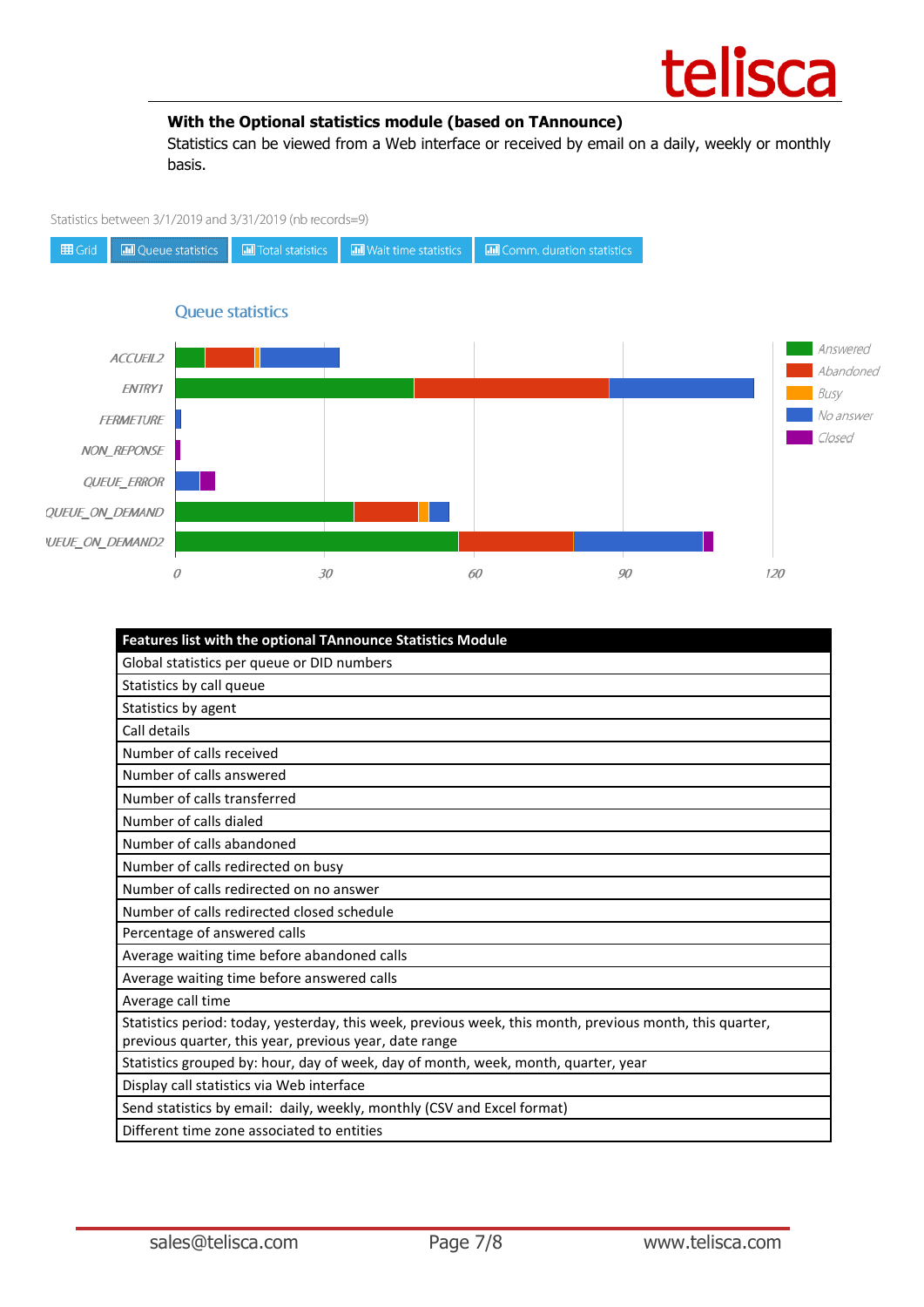**With the Optional statistics module (based on TAnnounce)**
Statistics can be viewed from a Web interface or received by email on a daily, weekly or monthly basis.

Statistics between 3/1/2019 and 3/31/2019 (nb records=9)

Grid | Queue statistics | Total statistics | Wait time statistics | Comm. duration statistics

Queue statistics

ACCUEIL2
ENTRY1
FERMETURE
NON_REPONSE
QUEUE_ERROR
QUEUE_ON_DEMAND
QUEUE_ON_DEMAND2

0
30
60
90
120

Answered
Abandoned
Busy
No answer
Closed

| Features list with the optional TAnnounce Statistics Module |
|---|
| Global statistics per queue or DID numbers |
| Statistics by call queue |
| Statistics by agent |
| Call details |
| Number of calls received |
| Number of calls answered |
| Number of calls transferred |
| Number of calls dialed |
| Number of calls abandoned |
| Number of calls redirected on busy |
| Number of calls redirected on no answer |
| Number of calls redirected closed schedule |
| Percentage of answered calls |
| Average waiting time before abandoned calls |
| Average waiting time before answered calls |
| Average call time |
| Statistics period: today, yesterday, this week, previous week, this month, previous month, this quarter, previous quarter, this year, previous year, date range |
| Statistics grouped by: hour, day of week, day of month, week, month, quarter, year |
| Display call statistics via Web interface |
| Send statistics by email: daily, weekly, monthly (CSV and Excel format) |
| Different time zone associated to entities |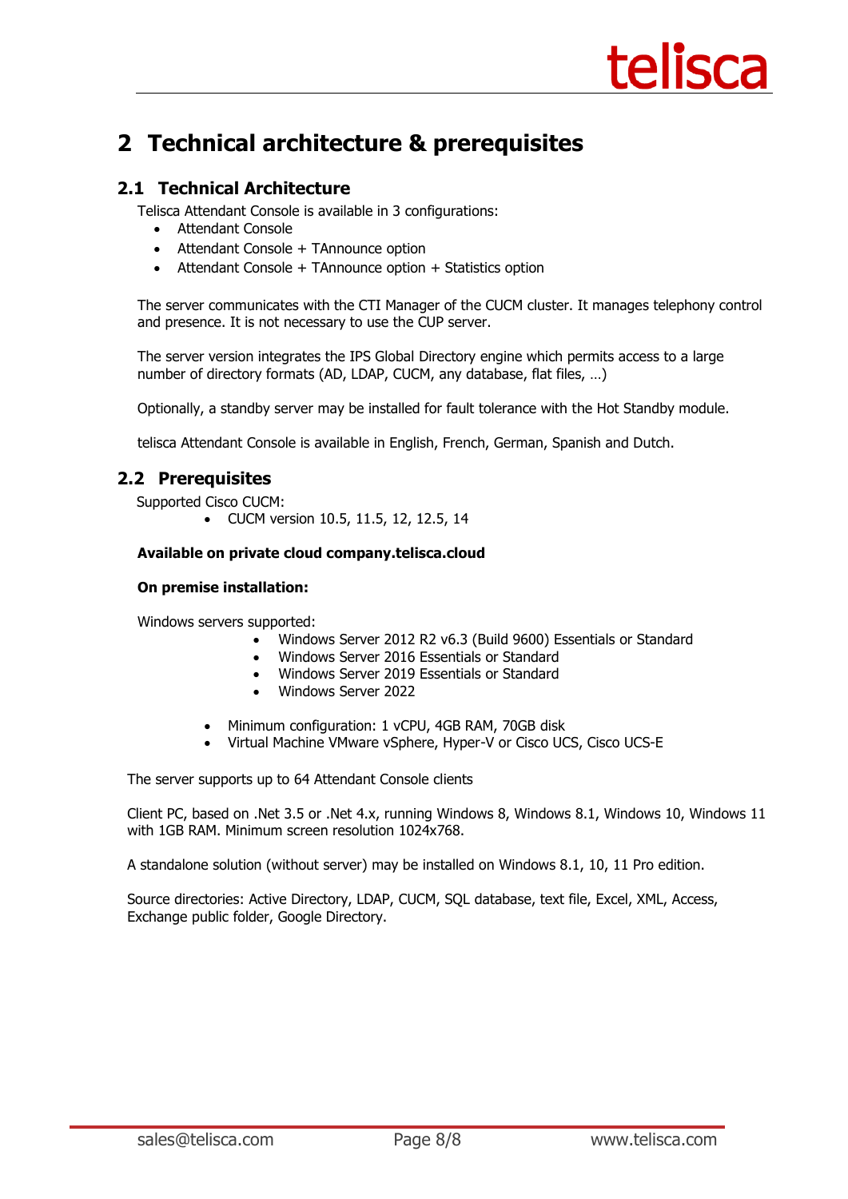# 2 Technical architecture & prerequisites

## 2.1 Technical Architecture

Telisca Attendant Console is available in 3 configurations:

- Attendant Console
- Attendant Console + TAnnounce option
- Attendant Console + TAnnounce option + Statistics option

The server communicates with the CTI Manager of the CUCM cluster. It manages telephony control and presence. It is not necessary to use the CUP server.

The server version integrates the IPS Global Directory engine which permits access to a large number of directory formats (AD, LDAP, CUCM, any database, flat files, …)

Optionally, a standby server may be installed for fault tolerance with the Hot Standby module.

telisca Attendant Console is available in English, French, German, Spanish and Dutch.

## 2.2 Prerequisites

Supported Cisco CUCM:

- CUCM version 10.5, 11.5, 12, 12.5, 14

**Available on private cloud company.telisca.cloud**

**On premise installation:**

Windows servers supported:

- Windows Server 2012 R2 v6.3 (Build 9600) Essentials or Standard
- Windows Server 2016 Essentials or Standard
- Windows Server 2019 Essentials or Standard
- Windows Server 2022

- Minimum configuration: 1 vCPU, 4GB RAM, 70GB disk
- Virtual Machine VMware vSphere, Hyper-V or Cisco UCS, Cisco UCS-E

The server supports up to 64 Attendant Console clients

Client PC, based on .Net 3.5 or .Net 4.x, running Windows 8, Windows 8.1, Windows 10, Windows 11 with 1GB RAM. Minimum screen resolution 1024x768.

A standalone solution (without server) may be installed on Windows 8.1, 10, 11 Pro edition.

Source directories: Active Directory, LDAP, CUCM, SQL database, text file, Excel, XML, Access, Exchange public folder, Google Directory.